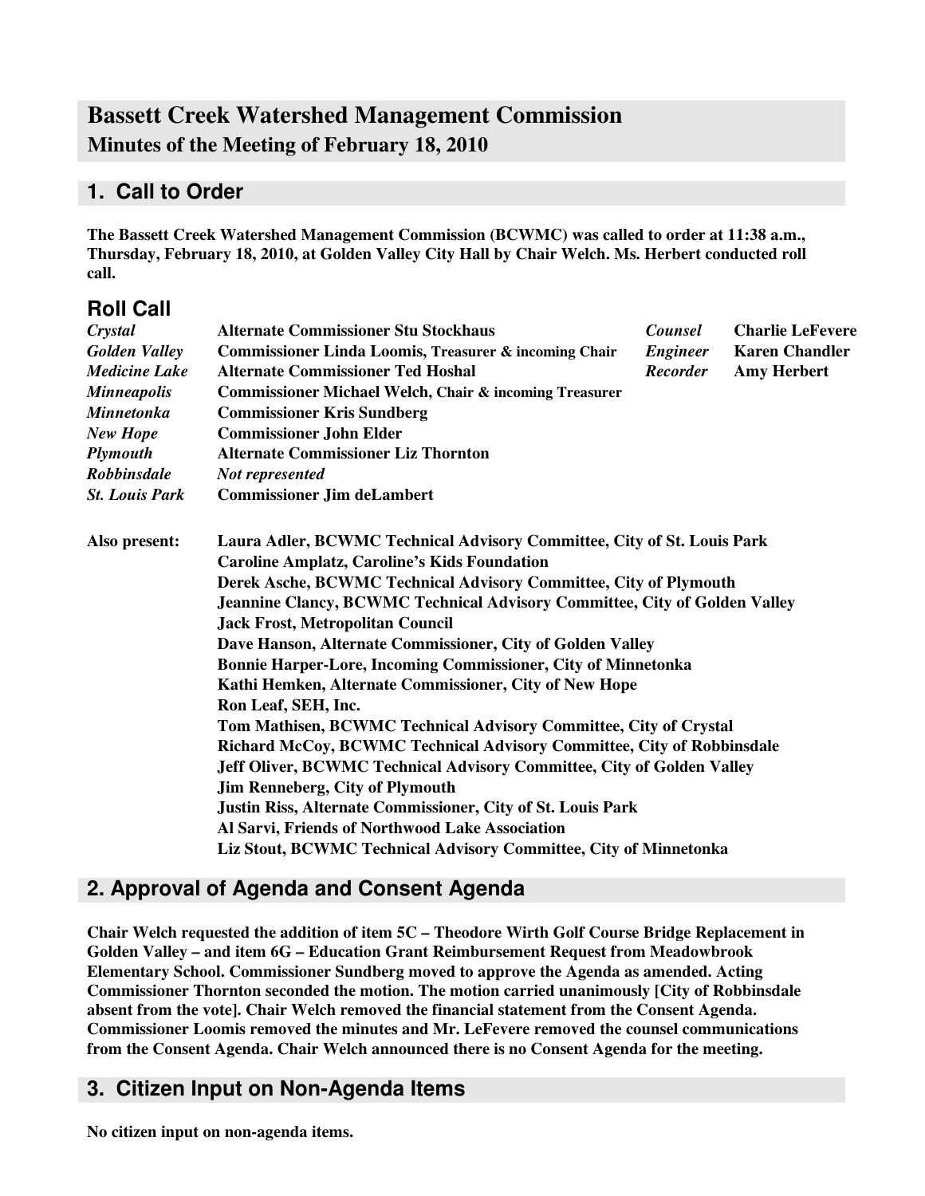# Bassett Creek Watershed Management Commission

## Minutes of the Meeting of February 18, 2010

## 1. Call to Order

**The Bassett Creek Watershed Management Commission (BCWMC) was called to order at 11:38 a.m., Thursday, February 18, 2010, at Golden Valley City Hall by Chair Welch. Ms. Herbert conducted roll call.**

### Roll Call

| | | | |
|---|---|---|---|
| ***Crystal*** | **Alternate Commissioner Stu Stockhaus** | ***Counsel*** | **Charlie LeFevere** |
| ***Golden Valley*** | **Commissioner Linda Loomis, Treasurer & incoming Chair** | ***Engineer*** | **Karen Chandler** |
| ***Medicine Lake*** | **Alternate Commissioner Ted Hoshal** | ***Recorder*** | **Amy Herbert** |
| ***Minneapolis*** | **Commissioner Michael Welch, Chair & incoming Treasurer** | | |
| ***Minnetonka*** | **Commissioner Kris Sundberg** | | |
| ***New Hope*** | **Commissioner John Elder** | | |
| ***Plymouth*** | **Alternate Commissioner Liz Thornton** | | |
| ***Robbinsdale*** | ***Not represented*** | | |
| ***St. Louis Park*** | **Commissioner Jim deLambert** | | |

**Also present:**

- **Laura Adler, BCWMC Technical Advisory Committee, City of St. Louis Park**
- **Caroline Amplatz, Caroline's Kids Foundation**
- **Derek Asche, BCWMC Technical Advisory Committee, City of Plymouth**
- **Jeannine Clancy, BCWMC Technical Advisory Committee, City of Golden Valley**
- **Jack Frost, Metropolitan Council**
- **Dave Hanson, Alternate Commissioner, City of Golden Valley**
- **Bonnie Harper-Lore, Incoming Commissioner, City of Minnetonka**
- **Kathi Hemken, Alternate Commissioner, City of New Hope**
- **Ron Leaf, SEH, Inc.**
- **Tom Mathisen, BCWMC Technical Advisory Committee, City of Crystal**
- **Richard McCoy, BCWMC Technical Advisory Committee, City of Robbinsdale**
- **Jeff Oliver, BCWMC Technical Advisory Committee, City of Golden Valley**
- **Jim Renneberg, City of Plymouth**
- **Justin Riss, Alternate Commissioner, City of St. Louis Park**
- **Al Sarvi, Friends of Northwood Lake Association**
- **Liz Stout, BCWMC Technical Advisory Committee, City of Minnetonka**

## 2. Approval of Agenda and Consent Agenda

**Chair Welch requested the addition of item 5C – Theodore Wirth Golf Course Bridge Replacement in Golden Valley – and item 6G – Education Grant Reimbursement Request from Meadowbrook Elementary School. Commissioner Sundberg moved to approve the Agenda as amended. Acting Commissioner Thornton seconded the motion. The motion carried unanimously [City of Robbinsdale absent from the vote]. Chair Welch removed the financial statement from the Consent Agenda. Commissioner Loomis removed the minutes and Mr. LeFevere removed the counsel communications from the Consent Agenda. Chair Welch announced there is no Consent Agenda for the meeting.**

## 3. Citizen Input on Non-Agenda Items

**No citizen input on non-agenda items.**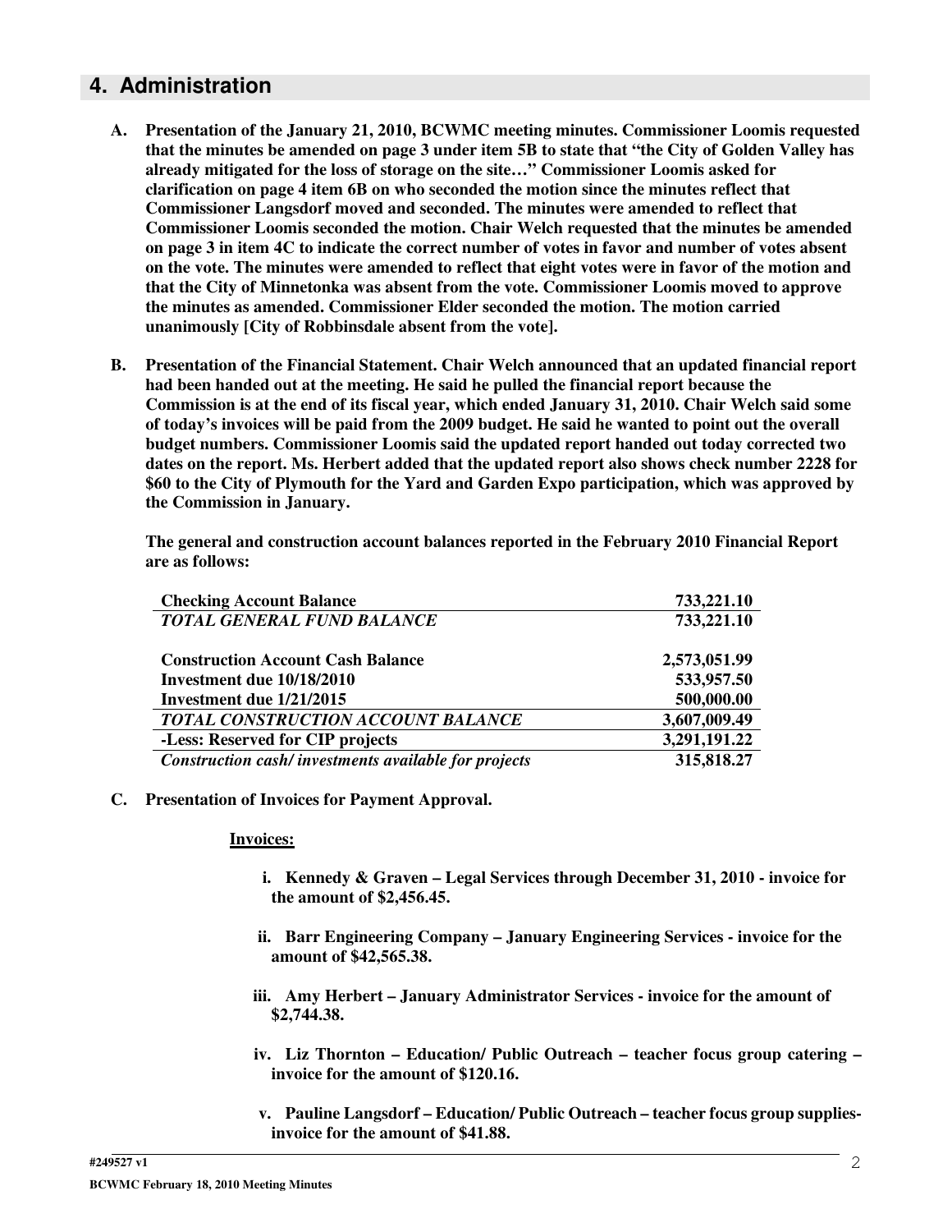## 4. Administration

**A. Presentation of the January 21, 2010, BCWMC meeting minutes. Commissioner Loomis requested that the minutes be amended on page 3 under item 5B to state that "the City of Golden Valley has already mitigated for the loss of storage on the site…" Commissioner Loomis asked for clarification on page 4 item 6B on who seconded the motion since the minutes reflect that Commissioner Langsdorf moved and seconded. The minutes were amended to reflect that Commissioner Loomis seconded the motion. Chair Welch requested that the minutes be amended on page 3 in item 4C to indicate the correct number of votes in favor and number of votes absent on the vote. The minutes were amended to reflect that eight votes were in favor of the motion and that the City of Minnetonka was absent from the vote. Commissioner Loomis moved to approve the minutes as amended. Commissioner Elder seconded the motion. The motion carried unanimously [City of Robbinsdale absent from the vote].**

**B. Presentation of the Financial Statement. Chair Welch announced that an updated financial report had been handed out at the meeting. He said he pulled the financial report because the Commission is at the end of its fiscal year, which ended January 31, 2010. Chair Welch said some of today's invoices will be paid from the 2009 budget. He said he wanted to point out the overall budget numbers. Commissioner Loomis said the updated report handed out today corrected two dates on the report. Ms. Herbert added that the updated report also shows check number 2228 for $60 to the City of Plymouth for the Yard and Garden Expo participation, which was approved by the Commission in January.**

**The general and construction account balances reported in the February 2010 Financial Report are as follows:**

| **Checking Account Balance** | **733,221.10** |
|---|---|
| ***TOTAL GENERAL FUND BALANCE*** | **733,221.10** |
| | |
| **Construction Account Cash Balance** | **2,573,051.99** |
| **Investment due 10/18/2010** | **533,957.50** |
| **Investment due 1/21/2015** | **500,000.00** |
| ***TOTAL CONSTRUCTION ACCOUNT BALANCE*** | **3,607,009.49** |
| **-Less: Reserved for CIP projects** | **3,291,191.22** |
| ***Construction cash/ investments available for projects*** | **315,818.27** |

**C. Presentation of Invoices for Payment Approval.**

**Invoices:**

i. **Kennedy & Graven – Legal Services through December 31, 2010 - invoice for the amount of $2,456.45.**

ii. **Barr Engineering Company – January Engineering Services - invoice for the amount of $42,565.38.**

iii. **Amy Herbert – January Administrator Services - invoice for the amount of $2,744.38.**

iv. **Liz Thornton – Education/ Public Outreach – teacher focus group catering – invoice for the amount of $120.16.**

v. **Pauline Langsdorf – Education/ Public Outreach – teacher focus group supplies- invoice for the amount of $41.88.**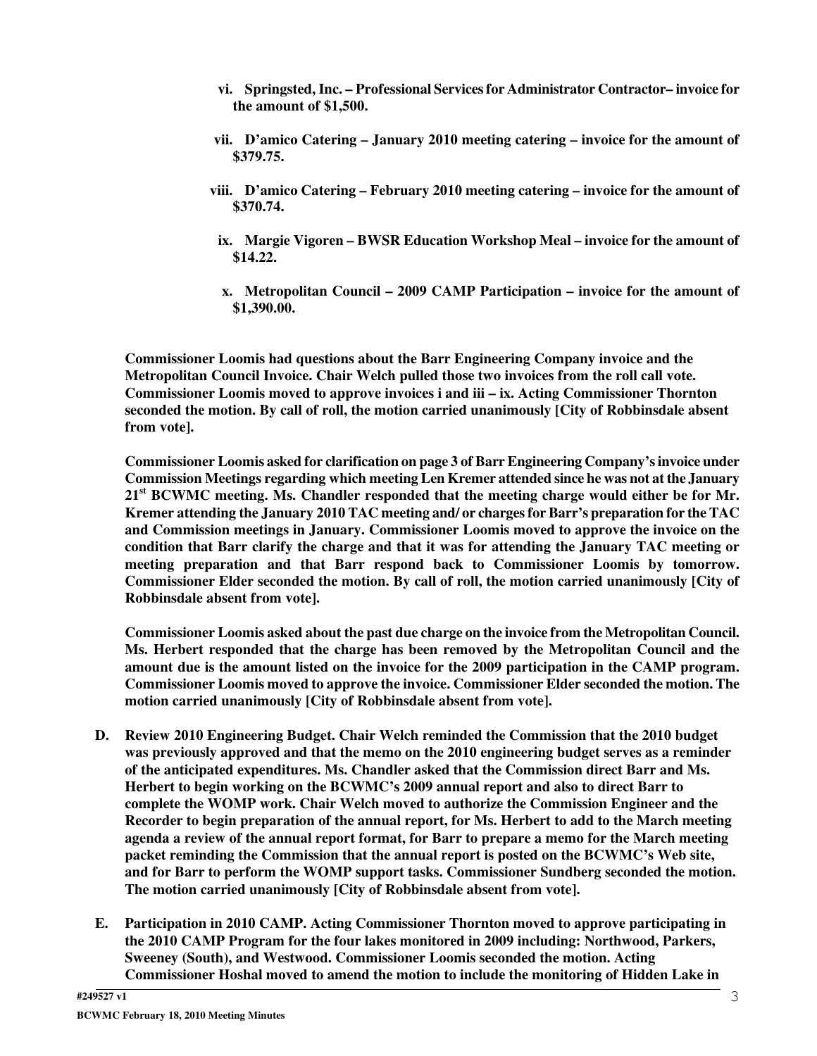vi. **Springsted, Inc. – Professional Services for Administrator Contractor– invoice for the amount of $1,500.**

vii. **D'amico Catering – January 2010 meeting catering – invoice for the amount of $379.75.**

viii. **D'amico Catering – February 2010 meeting catering – invoice for the amount of $370.74.**

ix. **Margie Vigoren – BWSR Education Workshop Meal – invoice for the amount of $14.22.**

x. **Metropolitan Council – 2009 CAMP Participation – invoice for the amount of $1,390.00.**

**Commissioner Loomis had questions about the Barr Engineering Company invoice and the Metropolitan Council Invoice. Chair Welch pulled those two invoices from the roll call vote. Commissioner Loomis moved to approve invoices i and iii – ix. Acting Commissioner Thornton seconded the motion. By call of roll, the motion carried unanimously [City of Robbinsdale absent from vote].**

**Commissioner Loomis asked for clarification on page 3 of Barr Engineering Company's invoice under Commission Meetings regarding which meeting Len Kremer attended since he was not at the January 21st BCWMC meeting. Ms. Chandler responded that the meeting charge would either be for Mr. Kremer attending the January 2010 TAC meeting and/ or charges for Barr's preparation for the TAC and Commission meetings in January. Commissioner Loomis moved to approve the invoice on the condition that Barr clarify the charge and that it was for attending the January TAC meeting or meeting preparation and that Barr respond back to Commissioner Loomis by tomorrow. Commissioner Elder seconded the motion. By call of roll, the motion carried unanimously [City of Robbinsdale absent from vote].**

**Commissioner Loomis asked about the past due charge on the invoice from the Metropolitan Council. Ms. Herbert responded that the charge has been removed by the Metropolitan Council and the amount due is the amount listed on the invoice for the 2009 participation in the CAMP program. Commissioner Loomis moved to approve the invoice. Commissioner Elder seconded the motion. The motion carried unanimously [City of Robbinsdale absent from vote].**

**D. Review 2010 Engineering Budget. Chair Welch reminded the Commission that the 2010 budget was previously approved and that the memo on the 2010 engineering budget serves as a reminder of the anticipated expenditures. Ms. Chandler asked that the Commission direct Barr and Ms. Herbert to begin working on the BCWMC's 2009 annual report and also to direct Barr to complete the WOMP work. Chair Welch moved to authorize the Commission Engineer and the Recorder to begin preparation of the annual report, for Ms. Herbert to add to the March meeting agenda a review of the annual report format, for Barr to prepare a memo for the March meeting packet reminding the Commission that the annual report is posted on the BCWMC's Web site, and for Barr to perform the WOMP support tasks. Commissioner Sundberg seconded the motion. The motion carried unanimously [City of Robbinsdale absent from vote].**

**E. Participation in 2010 CAMP. Acting Commissioner Thornton moved to approve participating in the 2010 CAMP Program for the four lakes monitored in 2009 including: Northwood, Parkers, Sweeney (South), and Westwood. Commissioner Loomis seconded the motion. Acting Commissioner Hoshal moved to amend the motion to include the monitoring of Hidden Lake in**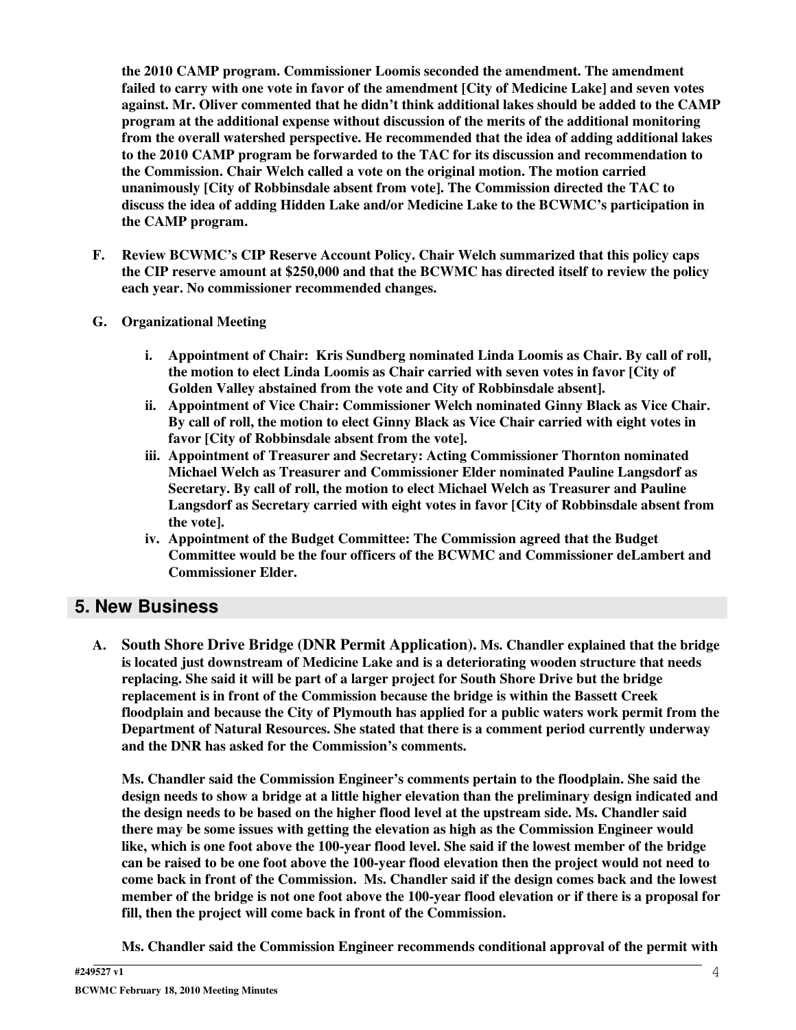**the 2010 CAMP program. Commissioner Loomis seconded the amendment. The amendment failed to carry with one vote in favor of the amendment [City of Medicine Lake] and seven votes against. Mr. Oliver commented that he didn't think additional lakes should be added to the CAMP program at the additional expense without discussion of the merits of the additional monitoring from the overall watershed perspective. He recommended that the idea of adding additional lakes to the 2010 CAMP program be forwarded to the TAC for its discussion and recommendation to the Commission. Chair Welch called a vote on the original motion. The motion carried unanimously [City of Robbinsdale absent from vote]. The Commission directed the TAC to discuss the idea of adding Hidden Lake and/or Medicine Lake to the BCWMC's participation in the CAMP program.**

**F. Review BCWMC's CIP Reserve Account Policy. Chair Welch summarized that this policy caps the CIP reserve amount at $250,000 and that the BCWMC has directed itself to review the policy each year. No commissioner recommended changes.**

**G. Organizational Meeting**

   **i. Appointment of Chair: Kris Sundberg nominated Linda Loomis as Chair. By call of roll, the motion to elect Linda Loomis as Chair carried with seven votes in favor [City of Golden Valley abstained from the vote and City of Robbinsdale absent].**

   **ii. Appointment of Vice Chair: Commissioner Welch nominated Ginny Black as Vice Chair. By call of roll, the motion to elect Ginny Black as Vice Chair carried with eight votes in favor [City of Robbinsdale absent from the vote].**

   **iii. Appointment of Treasurer and Secretary: Acting Commissioner Thornton nominated Michael Welch as Treasurer and Commissioner Elder nominated Pauline Langsdorf as Secretary. By call of roll, the motion to elect Michael Welch as Treasurer and Pauline Langsdorf as Secretary carried with eight votes in favor [City of Robbinsdale absent from the vote].**

   **iv. Appointment of the Budget Committee: The Commission agreed that the Budget Committee would be the four officers of the BCWMC and Commissioner deLambert and Commissioner Elder.**

## 5. New Business

**A. South Shore Drive Bridge (DNR Permit Application). Ms. Chandler explained that the bridge is located just downstream of Medicine Lake and is a deteriorating wooden structure that needs replacing. She said it will be part of a larger project for South Shore Drive but the bridge replacement is in front of the Commission because the bridge is within the Bassett Creek floodplain and because the City of Plymouth has applied for a public waters work permit from the Department of Natural Resources. She stated that there is a comment period currently underway and the DNR has asked for the Commission's comments.**

**Ms. Chandler said the Commission Engineer's comments pertain to the floodplain. She said the design needs to show a bridge at a little higher elevation than the preliminary design indicated and the design needs to be based on the higher flood level at the upstream side. Ms. Chandler said there may be some issues with getting the elevation as high as the Commission Engineer would like, which is one foot above the 100-year flood level. She said if the lowest member of the bridge can be raised to be one foot above the 100-year flood elevation then the project would not need to come back in front of the Commission. Ms. Chandler said if the design comes back and the lowest member of the bridge is not one foot above the 100-year flood elevation or if there is a proposal for fill, then the project will come back in front of the Commission.**

**Ms. Chandler said the Commission Engineer recommends conditional approval of the permit with**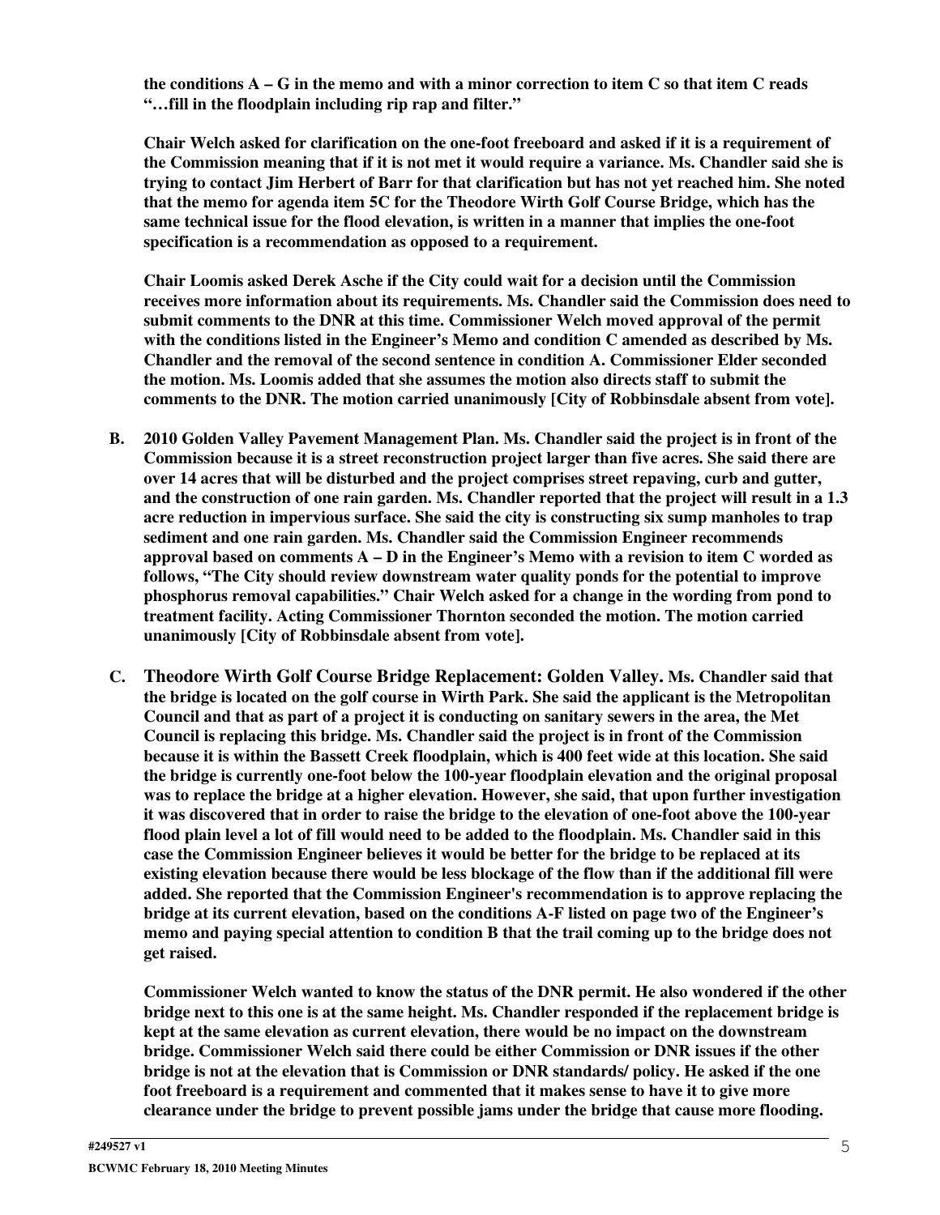**the conditions A – G in the memo and with a minor correction to item C so that item C reads "…fill in the floodplain including rip rap and filter."**

**Chair Welch asked for clarification on the one-foot freeboard and asked if it is a requirement of the Commission meaning that if it is not met it would require a variance. Ms. Chandler said she is trying to contact Jim Herbert of Barr for that clarification but has not yet reached him. She noted that the memo for agenda item 5C for the Theodore Wirth Golf Course Bridge, which has the same technical issue for the flood elevation, is written in a manner that implies the one-foot specification is a recommendation as opposed to a requirement.**

**Chair Loomis asked Derek Asche if the City could wait for a decision until the Commission receives more information about its requirements. Ms. Chandler said the Commission does need to submit comments to the DNR at this time. Commissioner Welch moved approval of the permit with the conditions listed in the Engineer's Memo and condition C amended as described by Ms. Chandler and the removal of the second sentence in condition A. Commissioner Elder seconded the motion. Ms. Loomis added that she assumes the motion also directs staff to submit the comments to the DNR. The motion carried unanimously [City of Robbinsdale absent from vote].**

**B. 2010 Golden Valley Pavement Management Plan. Ms. Chandler said the project is in front of the Commission because it is a street reconstruction project larger than five acres. She said there are over 14 acres that will be disturbed and the project comprises street repaving, curb and gutter, and the construction of one rain garden. Ms. Chandler reported that the project will result in a 1.3 acre reduction in impervious surface. She said the city is constructing six sump manholes to trap sediment and one rain garden. Ms. Chandler said the Commission Engineer recommends approval based on comments A – D in the Engineer's Memo with a revision to item C worded as follows, "The City should review downstream water quality ponds for the potential to improve phosphorus removal capabilities." Chair Welch asked for a change in the wording from pond to treatment facility. Acting Commissioner Thornton seconded the motion. The motion carried unanimously [City of Robbinsdale absent from vote].**

**C. Theodore Wirth Golf Course Bridge Replacement: Golden Valley. Ms. Chandler said that the bridge is located on the golf course in Wirth Park. She said the applicant is the Metropolitan Council and that as part of a project it is conducting on sanitary sewers in the area, the Met Council is replacing this bridge. Ms. Chandler said the project is in front of the Commission because it is within the Bassett Creek floodplain, which is 400 feet wide at this location. She said the bridge is currently one-foot below the 100-year floodplain elevation and the original proposal was to replace the bridge at a higher elevation. However, she said, that upon further investigation it was discovered that in order to raise the bridge to the elevation of one-foot above the 100-year flood plain level a lot of fill would need to be added to the floodplain. Ms. Chandler said in this case the Commission Engineer believes it would be better for the bridge to be replaced at its existing elevation because there would be less blockage of the flow than if the additional fill were added. She reported that the Commission Engineer's recommendation is to approve replacing the bridge at its current elevation, based on the conditions A-F listed on page two of the Engineer's memo and paying special attention to condition B that the trail coming up to the bridge does not get raised.**

**Commissioner Welch wanted to know the status of the DNR permit. He also wondered if the other bridge next to this one is at the same height. Ms. Chandler responded if the replacement bridge is kept at the same elevation as current elevation, there would be no impact on the downstream bridge. Commissioner Welch said there could be either Commission or DNR issues if the other bridge is not at the elevation that is Commission or DNR standards/ policy. He asked if the one foot freeboard is a requirement and commented that it makes sense to have it to give more clearance under the bridge to prevent possible jams under the bridge that cause more flooding.**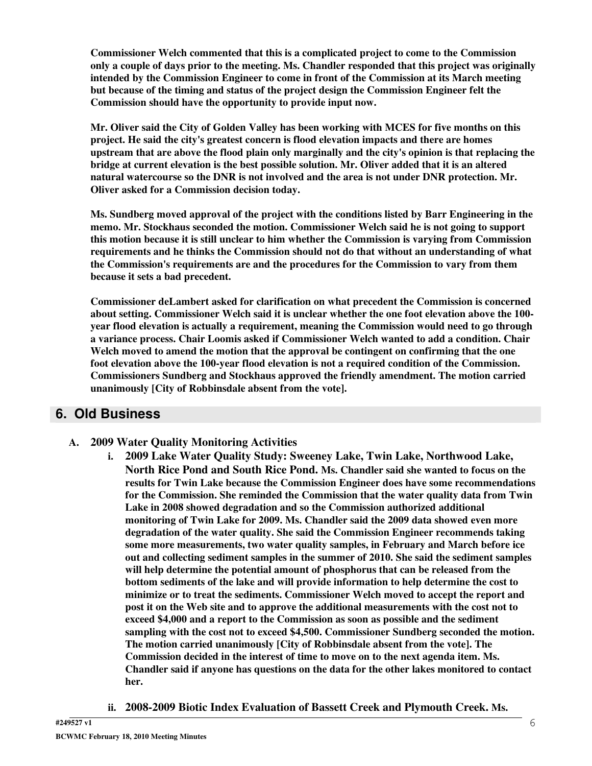**Commissioner Welch commented that this is a complicated project to come to the Commission only a couple of days prior to the meeting. Ms. Chandler responded that this project was originally intended by the Commission Engineer to come in front of the Commission at its March meeting but because of the timing and status of the project design the Commission Engineer felt the Commission should have the opportunity to provide input now.**

**Mr. Oliver said the City of Golden Valley has been working with MCES for five months on this project. He said the city's greatest concern is flood elevation impacts and there are homes upstream that are above the flood plain only marginally and the city's opinion is that replacing the bridge at current elevation is the best possible solution. Mr. Oliver added that it is an altered natural watercourse so the DNR is not involved and the area is not under DNR protection. Mr. Oliver asked for a Commission decision today.**

**Ms. Sundberg moved approval of the project with the conditions listed by Barr Engineering in the memo. Mr. Stockhaus seconded the motion. Commissioner Welch said he is not going to support this motion because it is still unclear to him whether the Commission is varying from Commission requirements and he thinks the Commission should not do that without an understanding of what the Commission's requirements are and the procedures for the Commission to vary from them because it sets a bad precedent.**

**Commissioner deLambert asked for clarification on what precedent the Commission is concerned about setting. Commissioner Welch said it is unclear whether the one foot elevation above the 100-year flood elevation is actually a requirement, meaning the Commission would need to go through a variance process. Chair Loomis asked if Commissioner Welch wanted to add a condition. Chair Welch moved to amend the motion that the approval be contingent on confirming that the one foot elevation above the 100-year flood elevation is not a required condition of the Commission. Commissioners Sundberg and Stockhaus approved the friendly amendment. The motion carried unanimously [City of Robbinsdale absent from the vote].**

## 6. Old Business

**A. 2009 Water Quality Monitoring Activities**

**i. 2009 Lake Water Quality Study: Sweeney Lake, Twin Lake, Northwood Lake, North Rice Pond and South Rice Pond.** **Ms. Chandler said she wanted to focus on the results for Twin Lake because the Commission Engineer does have some recommendations for the Commission. She reminded the Commission that the water quality data from Twin Lake in 2008 showed degradation and so the Commission authorized additional monitoring of Twin Lake for 2009. Ms. Chandler said the 2009 data showed even more degradation of the water quality. She said the Commission Engineer recommends taking some more measurements, two water quality samples, in February and March before ice out and collecting sediment samples in the summer of 2010. She said the sediment samples will help determine the potential amount of phosphorus that can be released from the bottom sediments of the lake and will provide information to help determine the cost to minimize or to treat the sediments. Commissioner Welch moved to accept the report and post it on the Web site and to approve the additional measurements with the cost not to exceed $4,000 and a report to the Commission as soon as possible and the sediment sampling with the cost not to exceed $4,500. Commissioner Sundberg seconded the motion. The motion carried unanimously [City of Robbinsdale absent from the vote]. The Commission decided in the interest of time to move on to the next agenda item. Ms. Chandler said if anyone has questions on the data for the other lakes monitored to contact her.**

**ii. 2008-2009 Biotic Index Evaluation of Bassett Creek and Plymouth Creek.** **Ms.**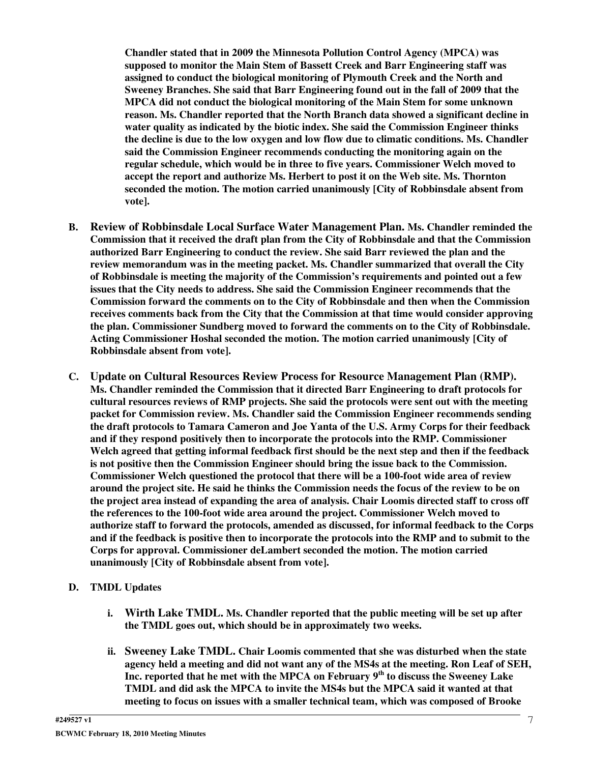**Chandler stated that in 2009 the Minnesota Pollution Control Agency (MPCA) was supposed to monitor the Main Stem of Bassett Creek and Barr Engineering staff was assigned to conduct the biological monitoring of Plymouth Creek and the North and Sweeney Branches. She said that Barr Engineering found out in the fall of 2009 that the MPCA did not conduct the biological monitoring of the Main Stem for some unknown reason. Ms. Chandler reported that the North Branch data showed a significant decline in water quality as indicated by the biotic index. She said the Commission Engineer thinks the decline is due to the low oxygen and low flow due to climatic conditions. Ms. Chandler said the Commission Engineer recommends conducting the monitoring again on the regular schedule, which would be in three to five years. Commissioner Welch moved to accept the report and authorize Ms. Herbert to post it on the Web site. Ms. Thornton seconded the motion. The motion carried unanimously [City of Robbinsdale absent from vote].**

**B. Review of Robbinsdale Local Surface Water Management Plan. Ms. Chandler reminded the Commission that it received the draft plan from the City of Robbinsdale and that the Commission authorized Barr Engineering to conduct the review. She said Barr reviewed the plan and the review memorandum was in the meeting packet. Ms. Chandler summarized that overall the City of Robbinsdale is meeting the majority of the Commission's requirements and pointed out a few issues that the City needs to address. She said the Commission Engineer recommends that the Commission forward the comments on to the City of Robbinsdale and then when the Commission receives comments back from the City that the Commission at that time would consider approving the plan. Commissioner Sundberg moved to forward the comments on to the City of Robbinsdale. Acting Commissioner Hoshal seconded the motion. The motion carried unanimously [City of Robbinsdale absent from vote].**

**C. Update on Cultural Resources Review Process for Resource Management Plan (RMP). Ms. Chandler reminded the Commission that it directed Barr Engineering to draft protocols for cultural resources reviews of RMP projects. She said the protocols were sent out with the meeting packet for Commission review. Ms. Chandler said the Commission Engineer recommends sending the draft protocols to Tamara Cameron and Joe Yanta of the U.S. Army Corps for their feedback and if they respond positively then to incorporate the protocols into the RMP. Commissioner Welch agreed that getting informal feedback first should be the next step and then if the feedback is not positive then the Commission Engineer should bring the issue back to the Commission. Commissioner Welch questioned the protocol that there will be a 100-foot wide area of review around the project site. He said he thinks the Commission needs the focus of the review to be on the project area instead of expanding the area of analysis. Chair Loomis directed staff to cross off the references to the 100-foot wide area around the project. Commissioner Welch moved to authorize staff to forward the protocols, amended as discussed, for informal feedback to the Corps and if the feedback is positive then to incorporate the protocols into the RMP and to submit to the Corps for approval. Commissioner deLambert seconded the motion. The motion carried unanimously [City of Robbinsdale absent from vote].**

**D. TMDL Updates**

**i. Wirth Lake TMDL. Ms. Chandler reported that the public meeting will be set up after the TMDL goes out, which should be in approximately two weeks.**

**ii. Sweeney Lake TMDL. Chair Loomis commented that she was disturbed when the state agency held a meeting and did not want any of the MS4s at the meeting. Ron Leaf of SEH, Inc. reported that he met with the MPCA on February 9th to discuss the Sweeney Lake TMDL and did ask the MPCA to invite the MS4s but the MPCA said it wanted at that meeting to focus on issues with a smaller technical team, which was composed of Brooke**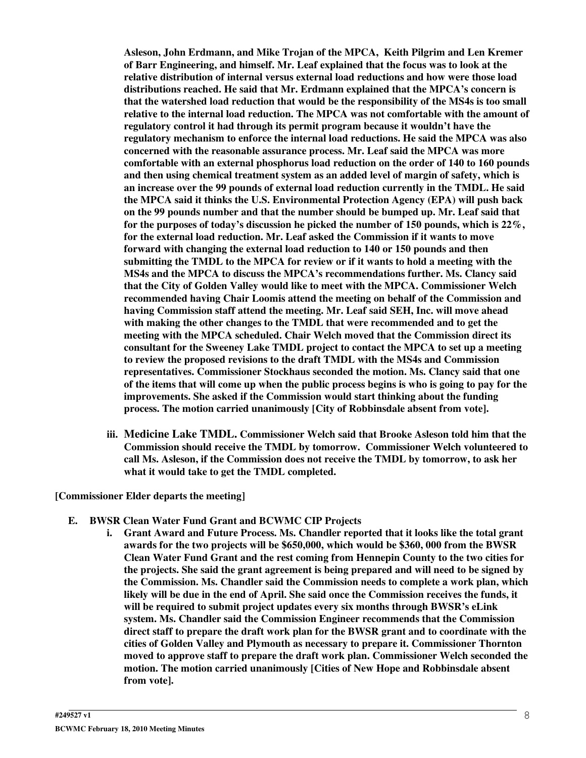**Asleson, John Erdmann, and Mike Trojan of the MPCA, Keith Pilgrim and Len Kremer of Barr Engineering, and himself. Mr. Leaf explained that the focus was to look at the relative distribution of internal versus external load reductions and how were those load distributions reached. He said that Mr. Erdmann explained that the MPCA's concern is that the watershed load reduction that would be the responsibility of the MS4s is too small relative to the internal load reduction. The MPCA was not comfortable with the amount of regulatory control it had through its permit program because it wouldn't have the regulatory mechanism to enforce the internal load reductions. He said the MPCA was also concerned with the reasonable assurance process. Mr. Leaf said the MPCA was more comfortable with an external phosphorus load reduction on the order of 140 to 160 pounds and then using chemical treatment system as an added level of margin of safety, which is an increase over the 99 pounds of external load reduction currently in the TMDL. He said the MPCA said it thinks the U.S. Environmental Protection Agency (EPA) will push back on the 99 pounds number and that the number should be bumped up. Mr. Leaf said that for the purposes of today's discussion he picked the number of 150 pounds, which is 22%, for the external load reduction. Mr. Leaf asked the Commission if it wants to move forward with changing the external load reduction to 140 or 150 pounds and then submitting the TMDL to the MPCA for review or if it wants to hold a meeting with the MS4s and the MPCA to discuss the MPCA's recommendations further. Ms. Clancy said that the City of Golden Valley would like to meet with the MPCA. Commissioner Welch recommended having Chair Loomis attend the meeting on behalf of the Commission and having Commission staff attend the meeting. Mr. Leaf said SEH, Inc. will move ahead with making the other changes to the TMDL that were recommended and to get the meeting with the MPCA scheduled. Chair Welch moved that the Commission direct its consultant for the Sweeney Lake TMDL project to contact the MPCA to set up a meeting to review the proposed revisions to the draft TMDL with the MS4s and Commission representatives. Commissioner Stockhaus seconded the motion. Ms. Clancy said that one of the items that will come up when the public process begins is who is going to pay for the improvements. She asked if the Commission would start thinking about the funding process. The motion carried unanimously [City of Robbinsdale absent from vote].**

iii. **Medicine Lake TMDL. Commissioner Welch said that Brooke Asleson told him that the Commission should receive the TMDL by tomorrow. Commissioner Welch volunteered to call Ms. Asleson, if the Commission does not receive the TMDL by tomorrow, to ask her what it would take to get the TMDL completed.**

**[Commissioner Elder departs the meeting]**

**E. BWSR Clean Water Fund Grant and BCWMC CIP Projects**

i. **Grant Award and Future Process. Ms. Chandler reported that it looks like the total grant awards for the two projects will be $650,000, which would be $360, 000 from the BWSR Clean Water Fund Grant and the rest coming from Hennepin County to the two cities for the projects. She said the grant agreement is being prepared and will need to be signed by the Commission. Ms. Chandler said the Commission needs to complete a work plan, which likely will be due in the end of April. She said once the Commission receives the funds, it will be required to submit project updates every six months through BWSR's eLink system. Ms. Chandler said the Commission Engineer recommends that the Commission direct staff to prepare the draft work plan for the BWSR grant and to coordinate with the cities of Golden Valley and Plymouth as necessary to prepare it. Commissioner Thornton moved to approve staff to prepare the draft work plan. Commissioner Welch seconded the motion. The motion carried unanimously [Cities of New Hope and Robbinsdale absent from vote].**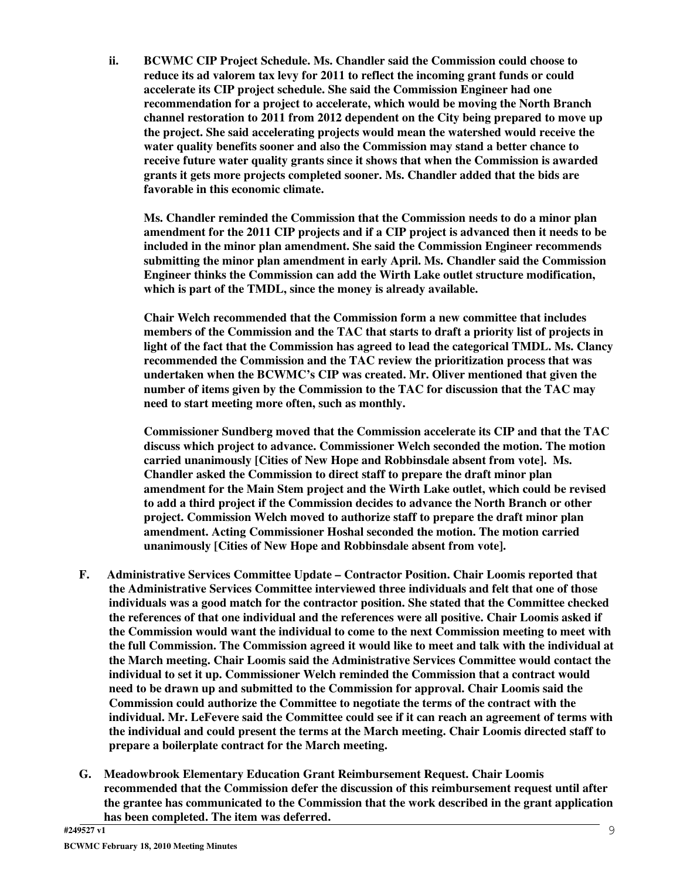**ii. BCWMC CIP Project Schedule. Ms. Chandler said the Commission could choose to reduce its ad valorem tax levy for 2011 to reflect the incoming grant funds or could accelerate its CIP project schedule. She said the Commission Engineer had one recommendation for a project to accelerate, which would be moving the North Branch channel restoration to 2011 from 2012 dependent on the City being prepared to move up the project. She said accelerating projects would mean the watershed would receive the water quality benefits sooner and also the Commission may stand a better chance to receive future water quality grants since it shows that when the Commission is awarded grants it gets more projects completed sooner. Ms. Chandler added that the bids are favorable in this economic climate.**

**Ms. Chandler reminded the Commission that the Commission needs to do a minor plan amendment for the 2011 CIP projects and if a CIP project is advanced then it needs to be included in the minor plan amendment. She said the Commission Engineer recommends submitting the minor plan amendment in early April. Ms. Chandler said the Commission Engineer thinks the Commission can add the Wirth Lake outlet structure modification, which is part of the TMDL, since the money is already available.**

**Chair Welch recommended that the Commission form a new committee that includes members of the Commission and the TAC that starts to draft a priority list of projects in light of the fact that the Commission has agreed to lead the categorical TMDL. Ms. Clancy recommended the Commission and the TAC review the prioritization process that was undertaken when the BCWMC's CIP was created. Mr. Oliver mentioned that given the number of items given by the Commission to the TAC for discussion that the TAC may need to start meeting more often, such as monthly.**

**Commissioner Sundberg moved that the Commission accelerate its CIP and that the TAC discuss which project to advance. Commissioner Welch seconded the motion. The motion carried unanimously [Cities of New Hope and Robbinsdale absent from vote]. Ms. Chandler asked the Commission to direct staff to prepare the draft minor plan amendment for the Main Stem project and the Wirth Lake outlet, which could be revised to add a third project if the Commission decides to advance the North Branch or other project. Commission Welch moved to authorize staff to prepare the draft minor plan amendment. Acting Commissioner Hoshal seconded the motion. The motion carried unanimously [Cities of New Hope and Robbinsdale absent from vote].**

**F. Administrative Services Committee Update – Contractor Position. Chair Loomis reported that the Administrative Services Committee interviewed three individuals and felt that one of those individuals was a good match for the contractor position. She stated that the Committee checked the references of that one individual and the references were all positive. Chair Loomis asked if the Commission would want the individual to come to the next Commission meeting to meet with the full Commission. The Commission agreed it would like to meet and talk with the individual at the March meeting. Chair Loomis said the Administrative Services Committee would contact the individual to set it up. Commissioner Welch reminded the Commission that a contract would need to be drawn up and submitted to the Commission for approval. Chair Loomis said the Commission could authorize the Committee to negotiate the terms of the contract with the individual. Mr. LeFevere said the Committee could see if it can reach an agreement of terms with the individual and could present the terms at the March meeting. Chair Loomis directed staff to prepare a boilerplate contract for the March meeting.**

**G. Meadowbrook Elementary Education Grant Reimbursement Request. Chair Loomis recommended that the Commission defer the discussion of this reimbursement request until after the grantee has communicated to the Commission that the work described in the grant application has been completed. The item was deferred.**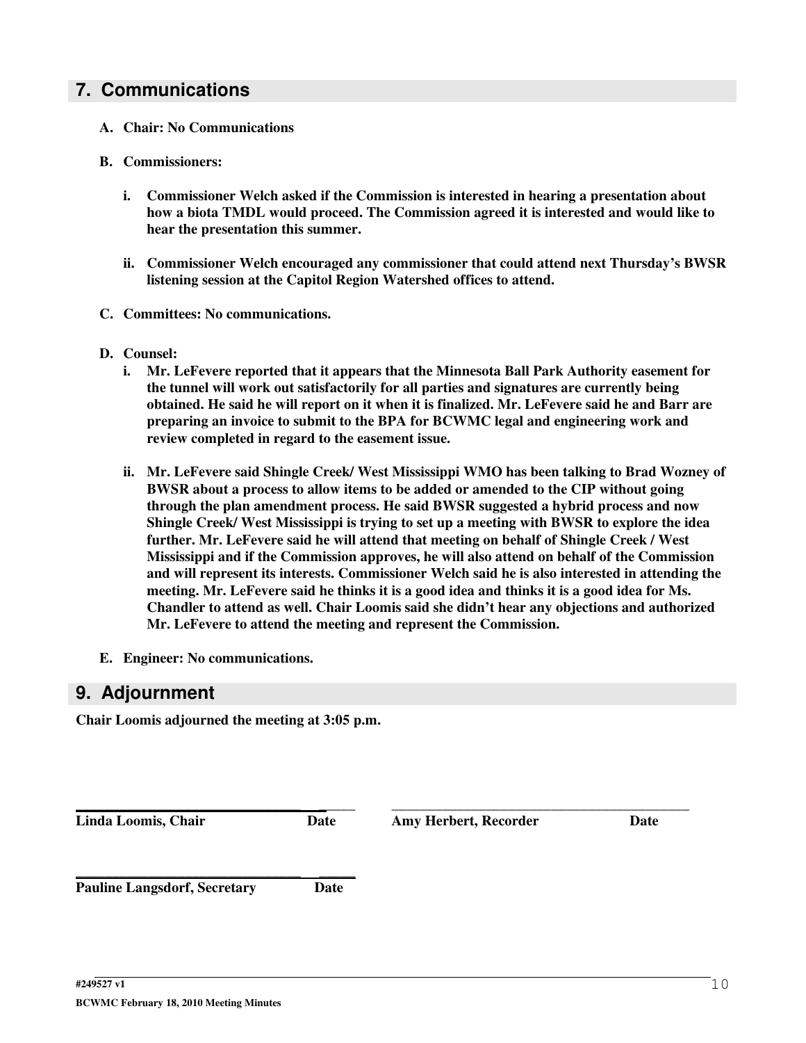## 7. Communications

**A. Chair: No Communications**

**B. Commissioners:**

**i. Commissioner Welch asked if the Commission is interested in hearing a presentation about how a biota TMDL would proceed. The Commission agreed it is interested and would like to hear the presentation this summer.**

**ii. Commissioner Welch encouraged any commissioner that could attend next Thursday's BWSR listening session at the Capitol Region Watershed offices to attend.**

**C. Committees: No communications.**

**D. Counsel:**

**i. Mr. LeFevere reported that it appears that the Minnesota Ball Park Authority easement for the tunnel will work out satisfactorily for all parties and signatures are currently being obtained. He said he will report on it when it is finalized. Mr. LeFevere said he and Barr are preparing an invoice to submit to the BPA for BCWMC legal and engineering work and review completed in regard to the easement issue.**

**ii. Mr. LeFevere said Shingle Creek/ West Mississippi WMO has been talking to Brad Wozney of BWSR about a process to allow items to be added or amended to the CIP without going through the plan amendment process. He said BWSR suggested a hybrid process and now Shingle Creek/ West Mississippi is trying to set up a meeting with BWSR to explore the idea further. Mr. LeFevere said he will attend that meeting on behalf of Shingle Creek / West Mississippi and if the Commission approves, he will also attend on behalf of the Commission and will represent its interests. Commissioner Welch said he is also interested in attending the meeting. Mr. LeFevere said he thinks it is a good idea and thinks it is a good idea for Ms. Chandler to attend as well. Chair Loomis said she didn't hear any objections and authorized Mr. LeFevere to attend the meeting and represent the Commission.**

**E. Engineer: No communications.**

## 9. Adjournment

**Chair Loomis adjourned the meeting at 3:05 p.m.**

______________________________ ________ ______________________________________

**Linda Loomis, Chair Date** **Amy Herbert, Recorder Date**

______________________________ ________

**Pauline Langsdorf, Secretary Date**

**#249527 v1**

**BCWMC February 18, 2010 Meeting Minutes**